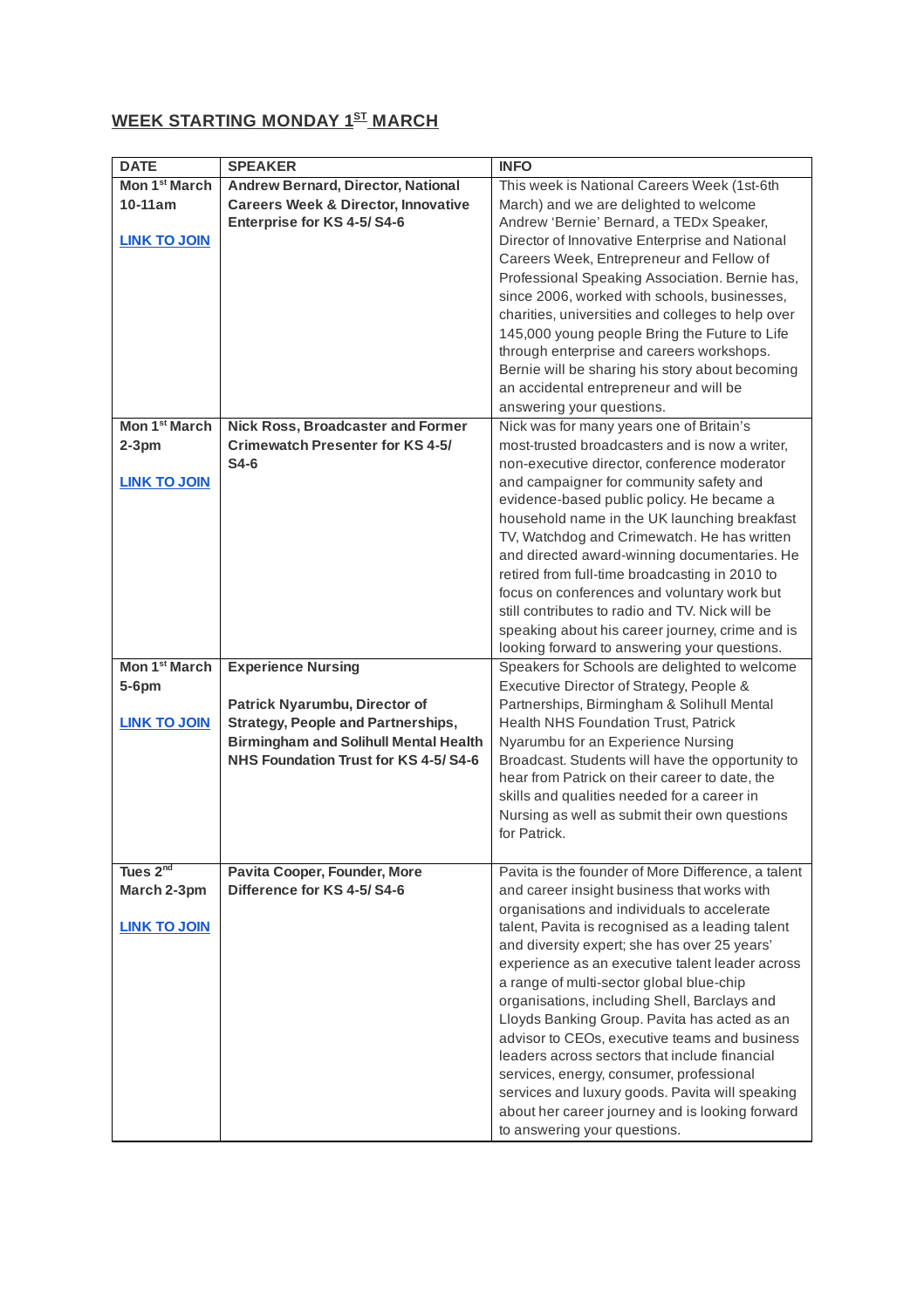## WEEK STARTING MONDAY 1ST MARCH

| DATE | SPEAKER | INFO |
|---|---|---|
| **Mon 1st March 10-11am**<br><br>**LINK TO JOIN** | **Andrew Bernard, Director, National Careers Week & Director, Innovative Enterprise for KS 4-5/ S4-6** | This week is National Careers Week (1st-6th March) and we are delighted to welcome Andrew 'Bernie' Bernard, a TEDx Speaker, Director of Innovative Enterprise and National Careers Week, Entrepreneur and Fellow of Professional Speaking Association. Bernie has, since 2006, worked with schools, businesses, charities, universities and colleges to help over 145,000 young people Bring the Future to Life through enterprise and careers workshops. Bernie will be sharing his story about becoming an accidental entrepreneur and will be answering your questions. |
| **Mon 1st March 2-3pm**<br><br>**LINK TO JOIN** | **Nick Ross, Broadcaster and Former Crimewatch Presenter for KS 4-5/ S4-6** | Nick was for many years one of Britain's most-trusted broadcasters and is now a writer, non-executive director, conference moderator and campaigner for community safety and evidence-based public policy. He became a household name in the UK launching breakfast TV, Watchdog and Crimewatch. He has written and directed award-winning documentaries. He retired from full-time broadcasting in 2010 to focus on conferences and voluntary work but still contributes to radio and TV. Nick will be speaking about his career journey, crime and is looking forward to answering your questions. |
| **Mon 1st March 5-6pm**<br><br>**LINK TO JOIN** | **Experience Nursing**<br><br>**Patrick Nyarumbu, Director of Strategy, People and Partnerships, Birmingham and Solihull Mental Health NHS Foundation Trust for KS 4-5/ S4-6** | Speakers for Schools are delighted to welcome Executive Director of Strategy, People & Partnerships, Birmingham & Solihull Mental Health NHS Foundation Trust, Patrick Nyarumbu for an Experience Nursing Broadcast. Students will have the opportunity to hear from Patrick on their career to date, the skills and qualities needed for a career in Nursing as well as submit their own questions for Patrick. |
| **Tues 2nd March 2-3pm**<br><br>**LINK TO JOIN** | **Pavita Cooper, Founder, More Difference for KS 4-5/ S4-6** | Pavita is the founder of More Difference, a talent and career insight business that works with organisations and individuals to accelerate talent, Pavita is recognised as a leading talent and diversity expert; she has over 25 years' experience as an executive talent leader across a range of multi-sector global blue-chip organisations, including Shell, Barclays and Lloyds Banking Group. Pavita has acted as an advisor to CEOs, executive teams and business leaders across sectors that include financial services, energy, consumer, professional services and luxury goods. Pavita will speaking about her career journey and is looking forward to answering your questions. |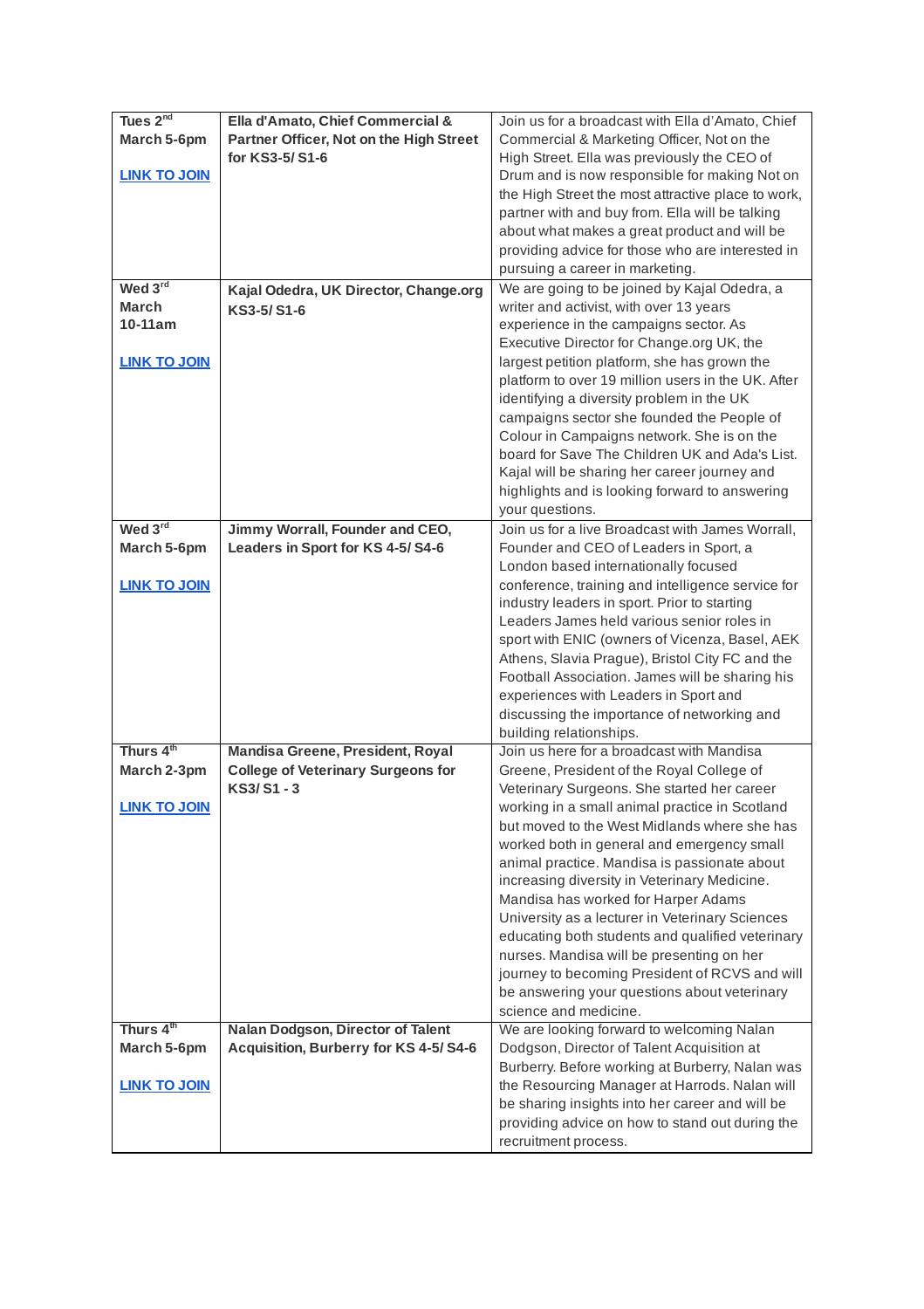| Tues 2nd March 5-6pm<br><br>**LINK TO JOIN** | **Ella d'Amato, Chief Commercial & Partner Officer, Not on the High Street for KS3-5/ S1-6** | Join us for a broadcast with Ella d'Amato, Chief Commercial & Marketing Officer, Not on the High Street. Ella was previously the CEO of Drum and is now responsible for making Not on the High Street the most attractive place to work, partner with and buy from. Ella will be talking about what makes a great product and will be providing advice for those who are interested in pursuing a career in marketing. |
|---|---|---|
| **Wed 3rd March 10-11am**<br><br>**LINK TO JOIN** | **Kajal Odedra, UK Director, Change.org KS3-5/ S1-6** | We are going to be joined by Kajal Odedra, a writer and activist, with over 13 years experience in the campaigns sector. As Executive Director for Change.org UK, the largest petition platform, she has grown the platform to over 19 million users in the UK. After identifying a diversity problem in the UK campaigns sector she founded the People of Colour in Campaigns network. She is on the board for Save The Children UK and Ada's List. Kajal will be sharing her career journey and highlights and is looking forward to answering your questions. |
| **Wed 3rd March 5-6pm**<br><br>**LINK TO JOIN** | **Jimmy Worrall, Founder and CEO, Leaders in Sport for KS 4-5/ S4-6** | Join us for a live Broadcast with James Worrall, Founder and CEO of Leaders in Sport, a London based internationally focused conference, training and intelligence service for industry leaders in sport. Prior to starting Leaders James held various senior roles in sport with ENIC (owners of Vicenza, Basel, AEK Athens, Slavia Prague), Bristol City FC and the Football Association. James will be sharing his experiences with Leaders in Sport and discussing the importance of networking and building relationships. |
| **Thurs 4th March 2-3pm**<br><br>**LINK TO JOIN** | **Mandisa Greene, President, Royal College of Veterinary Surgeons for KS3/ S1 - 3** | Join us here for a broadcast with Mandisa Greene, President of the Royal College of Veterinary Surgeons. She started her career working in a small animal practice in Scotland but moved to the West Midlands where she has worked both in general and emergency small animal practice. Mandisa is passionate about increasing diversity in Veterinary Medicine. Mandisa has worked for Harper Adams University as a lecturer in Veterinary Sciences educating both students and qualified veterinary nurses. Mandisa will be presenting on her journey to becoming President of RCVS and will be answering your questions about veterinary science and medicine. |
| **Thurs 4th March 5-6pm**<br><br>**LINK TO JOIN** | **Nalan Dodgson, Director of Talent Acquisition, Burberry for KS 4-5/ S4-6** | We are looking forward to welcoming Nalan Dodgson, Director of Talent Acquisition at Burberry. Before working at Burberry, Nalan was the Resourcing Manager at Harrods. Nalan will be sharing insights into her career and will be providing advice on how to stand out during the recruitment process. |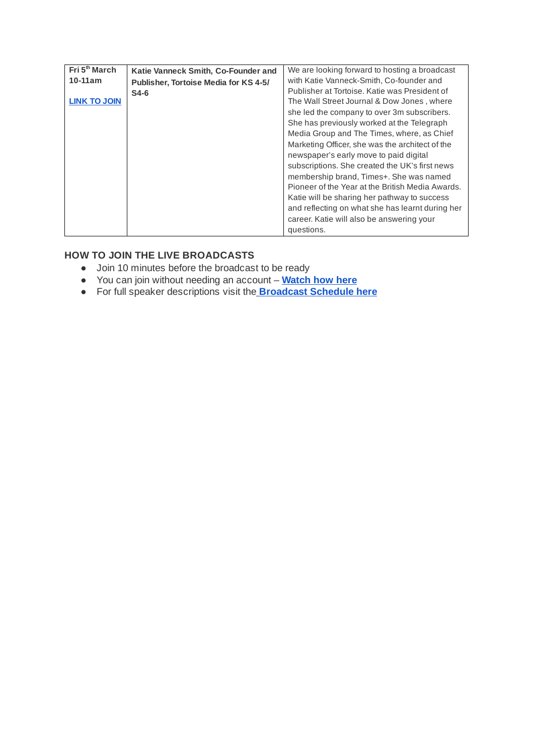| | | |
|---|---|---|
| **Fri 5th March 10-11am**<br><br>**LINK TO JOIN** | **Katie Vanneck Smith, Co-Founder and Publisher, Tortoise Media for KS 4-5/ S4-6** | We are looking forward to hosting a broadcast with Katie Vanneck-Smith, Co-founder and Publisher at Tortoise. Katie was President of The Wall Street Journal & Dow Jones , where she led the company to over 3m subscribers. She has previously worked at the Telegraph Media Group and The Times, where, as Chief Marketing Officer, she was the architect of the newspaper's early move to paid digital subscriptions. She created the UK's first news membership brand, Times+. She was named Pioneer of the Year at the British Media Awards. Katie will be sharing her pathway to success and reflecting on what she has learnt during her career. Katie will also be answering your questions. |

## HOW TO JOIN THE LIVE BROADCASTS

- Join 10 minutes before the broadcast to be ready
- You can join without needing an account – **Watch how here**
- For full speaker descriptions visit the **Broadcast Schedule here**